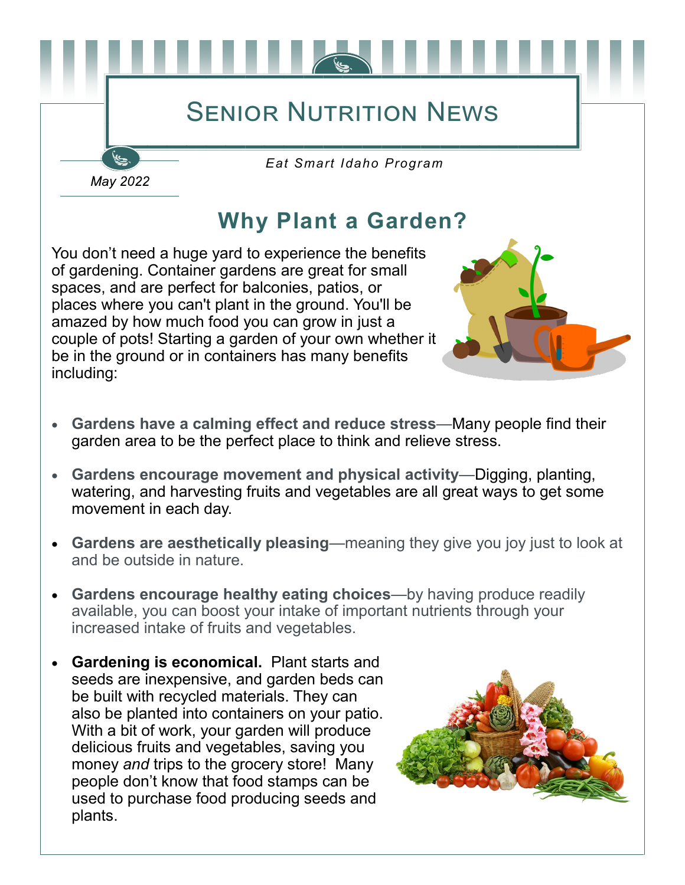# Senior Nutrition News

*Eat Smart Idaho Program*

*May 2022*

## Why Plant a Garden?

You don't need a huge yard to experience the benefits of gardening. Container gardens are great for small spaces, and are perfect for balconies, patios, or places where you can't plant in the ground. You'll be amazed by how much food you can grow in just a couple of pots! Starting a garden of your own whether it be in the ground or in containers has many benefits including:

- **Gardens have a calming effect and reduce stress**—Many people find their garden area to be the perfect place to think and relieve stress.
- **Gardens encourage movement and physical activity**—Digging, planting, watering, and harvesting fruits and vegetables are all great ways to get some movement in each day.
- **Gardens are aesthetically pleasing**—meaning they give you joy just to look at and be outside in nature.
- **Gardens encourage healthy eating choices**—by having produce readily available, you can boost your intake of important nutrients through your increased intake of fruits and vegetables.
- **Gardening is economical.** Plant starts and seeds are inexpensive, and garden beds can be built with recycled materials. They can also be planted into containers on your patio. With a bit of work, your garden will produce delicious fruits and vegetables, saving you money *and* trips to the grocery store! Many people don't know that food stamps can be used to purchase food producing seeds and plants.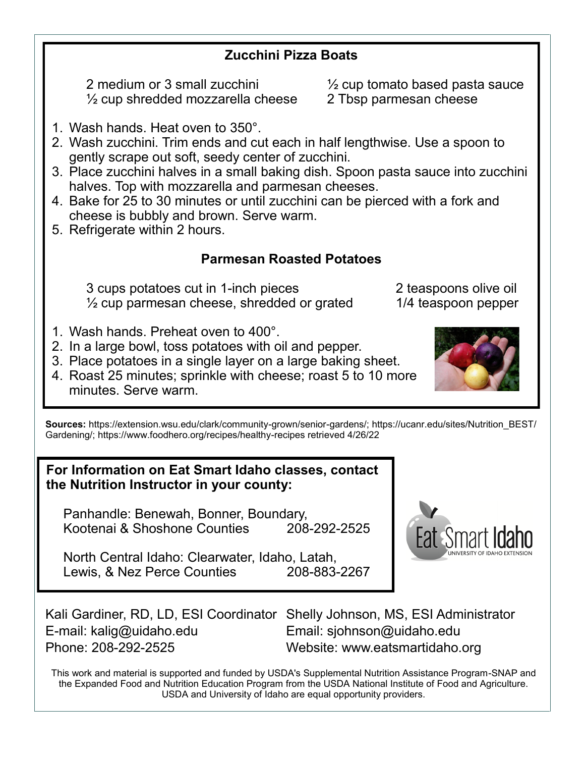## Zucchini Pizza Boats

- 2 medium or 3 small zucchini
- ½ cup shredded mozzarella cheese
- ½ cup tomato based pasta sauce
- 2 Tbsp parmesan cheese

1. Wash hands. Heat oven to 350°.
2. Wash zucchini. Trim ends and cut each in half lengthwise. Use a spoon to gently scrape out soft, seedy center of zucchini.
3. Place zucchini halves in a small baking dish. Spoon pasta sauce into zucchini halves. Top with mozzarella and parmesan cheeses.
4. Bake for 25 to 30 minutes or until zucchini can be pierced with a fork and cheese is bubbly and brown. Serve warm.
5. Refrigerate within 2 hours.

## Parmesan Roasted Potatoes

- 3 cups potatoes cut in 1-inch pieces
- ½ cup parmesan cheese, shredded or grated
- 2 teaspoons olive oil
- 1/4 teaspoon pepper

1. Wash hands. Preheat oven to 400°.
2. In a large bowl, toss potatoes with oil and pepper.
3. Place potatoes in a single layer on a large baking sheet.
4. Roast 25 minutes; sprinkle with cheese; roast 5 to 10 more minutes. Serve warm.

**Sources:** https://extension.wsu.edu/clark/community-grown/senior-gardens/; https://ucanr.edu/sites/Nutrition_BEST/Gardening/; https://www.foodhero.org/recipes/healthy-recipes retrieved 4/26/22

**For Information on Eat Smart Idaho classes, contact the Nutrition Instructor in your county:**

Panhandle: Benewah, Bonner, Boundary, Kootenai & Shoshone Counties 208-292-2525

North Central Idaho: Clearwater, Idaho, Latah, Lewis, & Nez Perce Counties 208-883-2267

Eat Smart Idaho
UNIVERSITY OF IDAHO EXTENSION

Kali Gardiner, RD, LD, ESI Coordinator
E-mail: kalig@uidaho.edu
Phone: 208-292-2525

Shelly Johnson, MS, ESI Administrator
Email: sjohnson@uidaho.edu
Website: www.eatsmartidaho.org

This work and material is supported and funded by USDA's Supplemental Nutrition Assistance Program-SNAP and the Expanded Food and Nutrition Education Program from the USDA National Institute of Food and Agriculture. USDA and University of Idaho are equal opportunity providers.